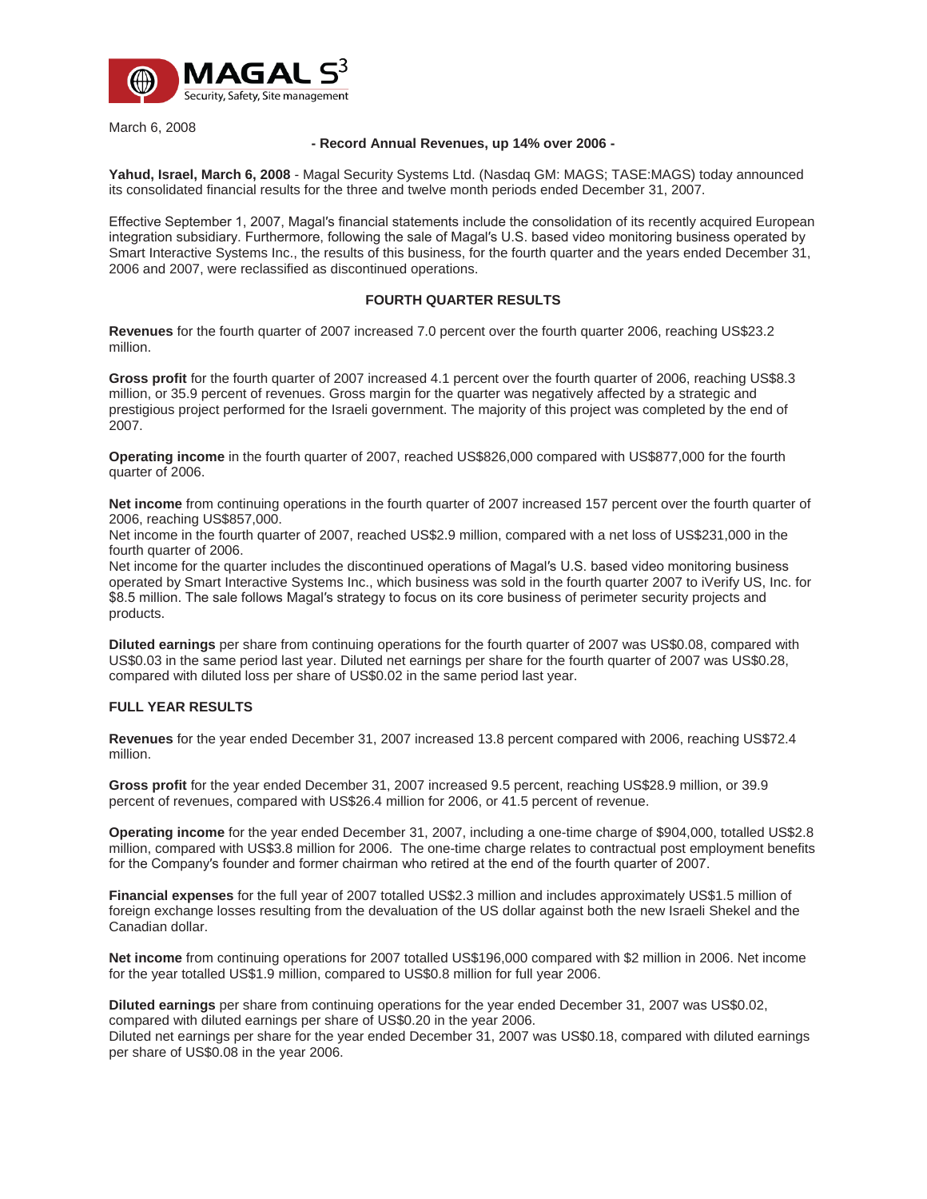MAGAL S3
Security, Safety, Site management

March 6, 2008

**- Record Annual Revenues, up 14% over 2006 -**

**Yahud, Israel, March 6, 2008** - Magal Security Systems Ltd. (Nasdaq GM: MAGS; TASE:MAGS) today announced its consolidated financial results for the three and twelve month periods ended December 31, 2007.

Effective September 1, 2007, Magal's financial statements include the consolidation of its recently acquired European integration subsidiary. Furthermore, following the sale of Magal's U.S. based video monitoring business operated by Smart Interactive Systems Inc., the results of this business, for the fourth quarter and the years ended December 31, 2006 and 2007, were reclassified as discontinued operations.

## FOURTH QUARTER RESULTS

**Revenues** for the fourth quarter of 2007 increased 7.0 percent over the fourth quarter 2006, reaching US$23.2 million.

**Gross profit** for the fourth quarter of 2007 increased 4.1 percent over the fourth quarter of 2006, reaching US$8.3 million, or 35.9 percent of revenues. Gross margin for the quarter was negatively affected by a strategic and prestigious project performed for the Israeli government. The majority of this project was completed by the end of 2007.

**Operating income** in the fourth quarter of 2007, reached US$826,000 compared with US$877,000 for the fourth quarter of 2006.

**Net income** from continuing operations in the fourth quarter of 2007 increased 157 percent over the fourth quarter of 2006, reaching US$857,000.
Net income in the fourth quarter of 2007, reached US$2.9 million, compared with a net loss of US$231,000 in the fourth quarter of 2006.
Net income for the quarter includes the discontinued operations of Magal's U.S. based video monitoring business operated by Smart Interactive Systems Inc., which business was sold in the fourth quarter 2007 to iVerify US, Inc. for $8.5 million. The sale follows Magal's strategy to focus on its core business of perimeter security projects and products.

**Diluted earnings** per share from continuing operations for the fourth quarter of 2007 was US$0.08, compared with US$0.03 in the same period last year. Diluted net earnings per share for the fourth quarter of 2007 was US$0.28, compared with diluted loss per share of US$0.02 in the same period last year.

## FULL YEAR RESULTS

**Revenues** for the year ended December 31, 2007 increased 13.8 percent compared with 2006, reaching US$72.4 million.

**Gross profit** for the year ended December 31, 2007 increased 9.5 percent, reaching US$28.9 million, or 39.9 percent of revenues, compared with US$26.4 million for 2006, or 41.5 percent of revenue.

**Operating income** for the year ended December 31, 2007, including a one-time charge of $904,000, totalled US$2.8 million, compared with US$3.8 million for 2006. The one-time charge relates to contractual post employment benefits for the Company's founder and former chairman who retired at the end of the fourth quarter of 2007.

**Financial expenses** for the full year of 2007 totalled US$2.3 million and includes approximately US$1.5 million of foreign exchange losses resulting from the devaluation of the US dollar against both the new Israeli Shekel and the Canadian dollar.

**Net income** from continuing operations for 2007 totalled US$196,000 compared with $2 million in 2006. Net income for the year totalled US$1.9 million, compared to US$0.8 million for full year 2006.

**Diluted earnings** per share from continuing operations for the year ended December 31, 2007 was US$0.02, compared with diluted earnings per share of US$0.20 in the year 2006.
Diluted net earnings per share for the year ended December 31, 2007 was US$0.18, compared with diluted earnings per share of US$0.08 in the year 2006.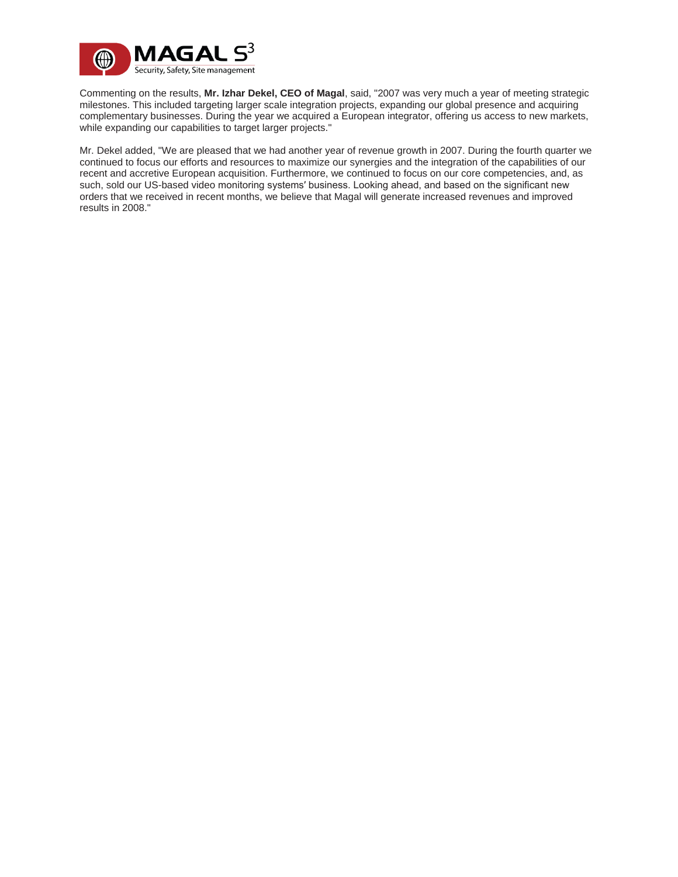Commenting on the results, **Mr. Izhar Dekel, CEO of Magal**, said, "2007 was very much a year of meeting strategic milestones. This included targeting larger scale integration projects, expanding our global presence and acquiring complementary businesses. During the year we acquired a European integrator, offering us access to new markets, while expanding our capabilities to target larger projects."

Mr. Dekel added, "We are pleased that we had another year of revenue growth in 2007. During the fourth quarter we continued to focus our efforts and resources to maximize our synergies and the integration of the capabilities of our recent and accretive European acquisition. Furthermore, we continued to focus on our core competencies, and, as such, sold our US-based video monitoring systems' business. Looking ahead, and based on the significant new orders that we received in recent months, we believe that Magal will generate increased revenues and improved results in 2008."